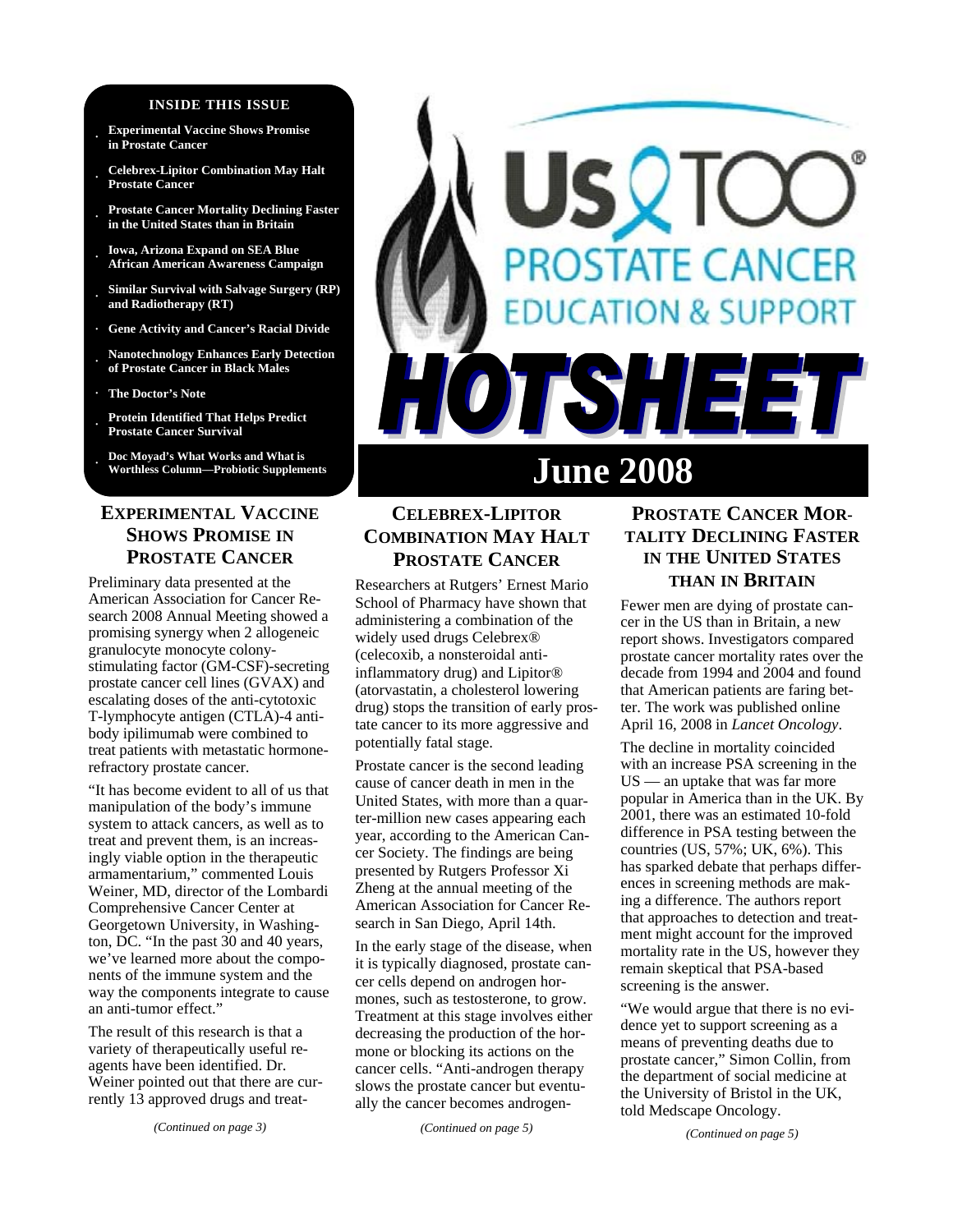# Us TOO® PROSTATE CANCER EDUCATION & SUPPORT

# HOTSHEET

# June 2008

**INSIDE THIS ISSUE**

- **Experimental Vaccine Shows Promise in Prostate Cancer**
- **Celebrex-Lipitor Combination May Halt Prostate Cancer**
- **Prostate Cancer Mortality Declining Faster in the United States than in Britain**
- **Iowa, Arizona Expand on SEA Blue African American Awareness Campaign**
- **Similar Survival with Salvage Surgery (RP) and Radiotherapy (RT)**
- **Gene Activity and Cancer's Racial Divide**
- **Nanotechnology Enhances Early Detection of Prostate Cancer in Black Males**
- **The Doctor's Note**
- **Protein Identified That Helps Predict Prostate Cancer Survival**
- **Doc Moyad's What Works and What is Worthless Column—Probiotic Supplements**

## EXPERIMENTAL VACCINE SHOWS PROMISE IN PROSTATE CANCER

Preliminary data presented at the American Association for Cancer Research 2008 Annual Meeting showed a promising synergy when 2 allogeneic granulocyte monocyte colony-stimulating factor (GM-CSF)-secreting prostate cancer cell lines (GVAX) and escalating doses of the anti-cytotoxic T-lymphocyte antigen (CTLA)-4 antibody ipilimumab were combined to treat patients with metastatic hormone-refractory prostate cancer.

"It has become evident to all of us that manipulation of the body's immune system to attack cancers, as well as to treat and prevent them, is an increasingly viable option in the therapeutic armamentarium," commented Louis Weiner, MD, director of the Lombardi Comprehensive Cancer Center at Georgetown University, in Washington, DC. "In the past 30 and 40 years, we've learned more about the components of the immune system and the way the components integrate to cause an anti-tumor effect."

The result of this research is that a variety of therapeutically useful reagents have been identified. Dr. Weiner pointed out that there are currently 13 approved drugs and treat-

*(Continued on page 3)*

## CELEBREX-LIPITOR COMBINATION MAY HALT PROSTATE CANCER

Researchers at Rutgers' Ernest Mario School of Pharmacy have shown that administering a combination of the widely used drugs Celebrex® (celecoxib, a nonsteroidal anti-inflammatory drug) and Lipitor® (atorvastatin, a cholesterol lowering drug) stops the transition of early prostate cancer to its more aggressive and potentially fatal stage.

Prostate cancer is the second leading cause of cancer death in men in the United States, with more than a quarter-million new cases appearing each year, according to the American Cancer Society. The findings are being presented by Rutgers Professor Xi Zheng at the annual meeting of the American Association for Cancer Research in San Diego, April 14th.

In the early stage of the disease, when it is typically diagnosed, prostate cancer cells depend on androgen hormones, such as testosterone, to grow. Treatment at this stage involves either decreasing the production of the hormone or blocking its actions on the cancer cells. "Anti-androgen therapy slows the prostate cancer but eventually the cancer becomes androgen-

*(Continued on page 5)*

## PROSTATE CANCER MORTALITY DECLINING FASTER IN THE UNITED STATES THAN IN BRITAIN

Fewer men are dying of prostate cancer in the US than in Britain, a new report shows. Investigators compared prostate cancer mortality rates over the decade from 1994 and 2004 and found that American patients are faring better. The work was published online April 16, 2008 in *Lancet Oncology*.

The decline in mortality coincided with an increase PSA screening in the US — an uptake that was far more popular in America than in the UK. By 2001, there was an estimated 10-fold difference in PSA testing between the countries (US, 57%; UK, 6%). This has sparked debate that perhaps differences in screening methods are making a difference. The authors report that approaches to detection and treatment might account for the improved mortality rate in the US, however they remain skeptical that PSA-based screening is the answer.

"We would argue that there is no evidence yet to support screening as a means of preventing deaths due to prostate cancer," Simon Collin, from the department of social medicine at the University of Bristol in the UK, told Medscape Oncology.

*(Continued on page 5)*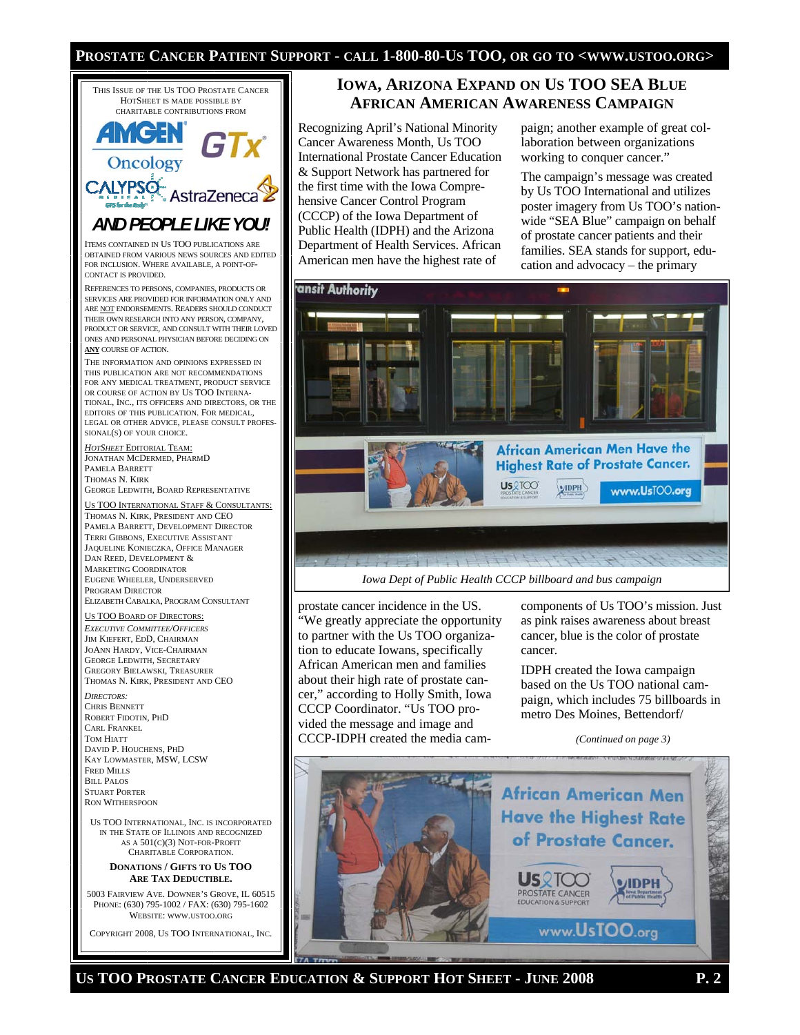THIS ISSUE OF THE US TOO PROSTATE CANCER HOTSHEET IS MADE POSSIBLE BY CHARITABLE CONTRIBUTIONS FROM

AMGEN Oncology, GTx, CALYPSO, AstraZeneca

**AND PEOPLE LIKE YOU!**

ITEMS CONTAINED IN US TOO PUBLICATIONS ARE OBTAINED FROM VARIOUS NEWS SOURCES AND EDITED FOR INCLUSION. WHERE AVAILABLE, A POINT-OF-CONTACT IS PROVIDED.

REFERENCES TO PERSONS, COMPANIES, PRODUCTS OR SERVICES ARE PROVIDED FOR INFORMATION ONLY AND ARE NOT ENDORSEMENTS. READERS SHOULD CONDUCT THEIR OWN RESEARCH INTO ANY PERSON, COMPANY, PRODUCT OR SERVICE, AND CONSULT WITH THEIR LOVED ONES AND PERSONAL PHYSICIAN BEFORE DECIDING ON **ANY** COURSE OF ACTION.

THE INFORMATION AND OPINIONS EXPRESSED IN THIS PUBLICATION ARE NOT RECOMMENDATIONS FOR ANY MEDICAL TREATMENT, PRODUCT SERVICE OR COURSE OF ACTION BY US TOO INTERNATIONAL, INC., ITS OFFICERS AND DIRECTORS, OR THE EDITORS OF THIS PUBLICATION. FOR MEDICAL, LEGAL OR OTHER ADVICE, PLEASE CONSULT PROFESSIONAL(S) OF YOUR CHOICE.

*HOTSHEET* EDITORIAL TEAM:
JONATHAN MCDERMED, PHARMD
PAMELA BARRETT
THOMAS N. KIRK
GEORGE LEDWITH, BOARD REPRESENTATIVE

US TOO INTERNATIONAL STAFF & CONSULTANTS:
THOMAS N. KIRK, PRESIDENT AND CEO
PAMELA BARRETT, DEVELOPMENT DIRECTOR
TERRI GIBBONS, EXECUTIVE ASSISTANT
JAQUELINE KONIECZKA, OFFICE MANAGER
DAN REED, DEVELOPMENT & MARKETING COORDINATOR
EUGENE WHEELER, UNDERSERVED PROGRAM DIRECTOR
ELIZABETH CABALKA, PROGRAM CONSULTANT

US TOO BOARD OF DIRECTORS:
*EXECUTIVE COMMITTEE/OFFICERS*
JIM KIEFERT, EDD, CHAIRMAN
JOANN HARDY, VICE-CHAIRMAN
GEORGE LEDWITH, SECRETARY
GREGORY BIELAWSKI, TREASURER
THOMAS N. KIRK, PRESIDENT AND CEO

*DIRECTORS:*
CHRIS BENNETT
ROBERT FIDOTIN, PHD
CARL FRANKEL
TOM HIATT
DAVID P. HOUCHENS, PHD
KAY LOWMASTER, MSW, LCSW
FRED MILLS
BILL PALOS
STUART PORTER
RON WITHERSPOON

US TOO INTERNATIONAL, INC. IS INCORPORATED IN THE STATE OF ILLINOIS AND RECOGNIZED AS A 501(C)(3) NOT-FOR-PROFIT CHARITABLE CORPORATION.

**DONATIONS / GIFTS TO US TOO ARE TAX DEDUCTIBLE.**

5003 FAIRVIEW AVE. DOWNER'S GROVE, IL 60515
PHONE: (630) 795-1002 / FAX: (630) 795-1602
WEBSITE: WWW.USTOO.ORG

COPYRIGHT 2008, US TOO INTERNATIONAL, INC.

## IOWA, ARIZONA EXPAND ON US TOO SEA BLUE AFRICAN AMERICAN AWARENESS CAMPAIGN

Recognizing April's National Minority Cancer Awareness Month, Us TOO International Prostate Cancer Education & Support Network has partnered for the first time with the Iowa Comprehensive Cancer Control Program (CCCP) of the Iowa Department of Public Health (IDPH) and the Arizona Department of Health Services. African American men have the highest rate of prostate cancer incidence in the US.

"We greatly appreciate the opportunity to partner with the Us TOO organization to educate Iowans, specifically African American men and families about their high rate of prostate cancer," according to Holly Smith, Iowa CCCP Coordinator. "Us TOO provided the message and image and CCCP-IDPH created the media campaign; another example of great collaboration between organizations working to conquer cancer."

The campaign's message was created by Us TOO International and utilizes poster imagery from Us TOO's nationwide "SEA Blue" campaign on behalf of prostate cancer patients and their families. SEA stands for support, education and advocacy – the primary components of Us TOO's mission. Just as pink raises awareness about breast cancer, blue is the color of prostate cancer.

*Iowa Dept of Public Health CCCP billboard and bus campaign*

IDPH created the Iowa campaign based on the Us TOO national campaign, which includes 75 billboards in metro Des Moines, Bettendorf/

*(Continued on page 3)*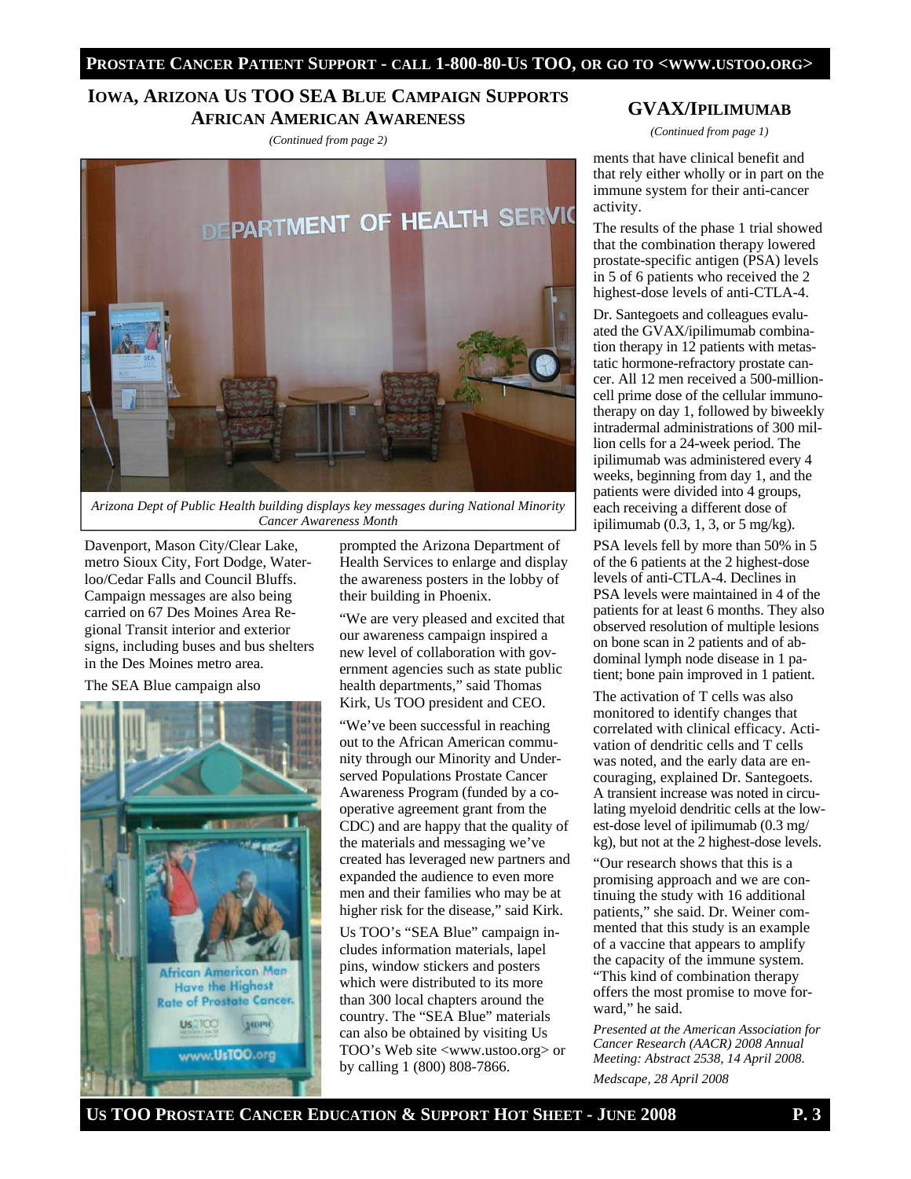## IOWA, ARIZONA US TOO SEA BLUE CAMPAIGN SUPPORTS AFRICAN AMERICAN AWARENESS

*(Continued from page 2)*

*Arizona Dept of Public Health building displays key messages during National Minority Cancer Awareness Month*

Davenport, Mason City/Clear Lake, metro Sioux City, Fort Dodge, Waterloo/Cedar Falls and Council Bluffs. Campaign messages are also being carried on 67 Des Moines Area Regional Transit interior and exterior signs, including buses and bus shelters in the Des Moines metro area.

The SEA Blue campaign also prompted the Arizona Department of Health Services to enlarge and display the awareness posters in the lobby of their building in Phoenix.

"We are very pleased and excited that our awareness campaign inspired a new level of collaboration with government agencies such as state public health departments," said Thomas Kirk, Us TOO president and CEO.

"We've been successful in reaching out to the African American community through our Minority and Underserved Populations Prostate Cancer Awareness Program (funded by a cooperative agreement grant from the CDC) and are happy that the quality of the materials and messaging we've created has leveraged new partners and expanded the audience to even more men and their families who may be at higher risk for the disease," said Kirk.

Us TOO's "SEA Blue" campaign includes information materials, lapel pins, window stickers and posters which were distributed to its more than 300 local chapters around the country. The "SEA Blue" materials can also be obtained by visiting Us TOO's Web site <www.ustoo.org> or by calling 1 (800) 808-7866.

## GVAX/IPILIMUMAB

*(Continued from page 1)*

ments that have clinical benefit and that rely either wholly or in part on the immune system for their anti-cancer activity.

The results of the phase 1 trial showed that the combination therapy lowered prostate-specific antigen (PSA) levels in 5 of 6 patients who received the 2 highest-dose levels of anti-CTLA-4.

Dr. Santegoets and colleagues evaluated the GVAX/ipilimumab combination therapy in 12 patients with metastatic hormone-refractory prostate cancer. All 12 men received a 500-million-cell prime dose of the cellular immunotherapy on day 1, followed by biweekly intradermal administrations of 300 million cells for a 24-week period. The ipilimumab was administered every 4 weeks, beginning from day 1, and the patients were divided into 4 groups, each receiving a different dose of ipilimumab (0.3, 1, 3, or 5 mg/kg).

PSA levels fell by more than 50% in 5 of the 6 patients at the 2 highest-dose levels of anti-CTLA-4. Declines in PSA levels were maintained in 4 of the patients for at least 6 months. They also observed resolution of multiple lesions on bone scan in 2 patients and of abdominal lymph node disease in 1 patient; bone pain improved in 1 patient.

The activation of T cells was also monitored to identify changes that correlated with clinical efficacy. Activation of dendritic cells and T cells was noted, and the early data are encouraging, explained Dr. Santegoets. A transient increase was noted in circulating myeloid dendritic cells at the lowest-dose level of ipilimumab (0.3 mg/kg), but not at the 2 highest-dose levels.

"Our research shows that this is a promising approach and we are continuing the study with 16 additional patients," she said. Dr. Weiner commented that this study is an example of a vaccine that appears to amplify the capacity of the immune system. "This kind of combination therapy offers the most promise to move forward," he said.

*Presented at the American Association for Cancer Research (AACR) 2008 Annual Meeting: Abstract 2538, 14 April 2008.*

*Medscape, 28 April 2008*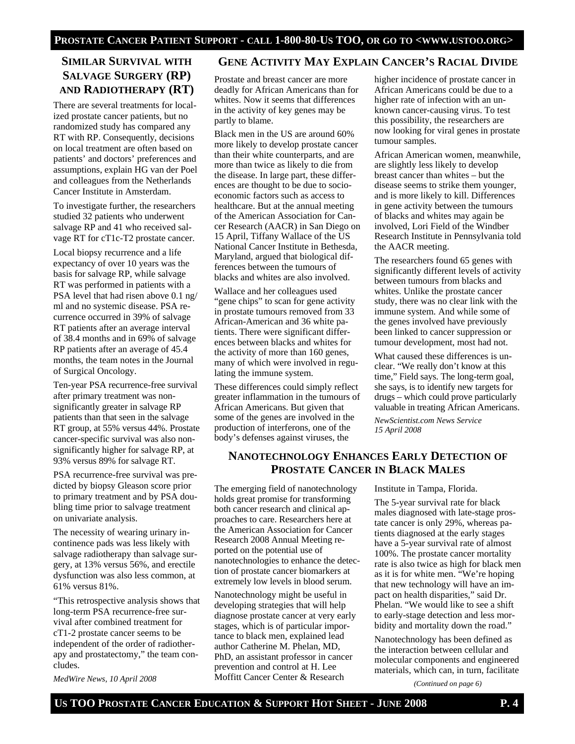## Similar Survival with Salvage Surgery (RP) and Radiotherapy (RT)

There are several treatments for localized prostate cancer patients, but no randomized study has compared any RT with RP. Consequently, decisions on local treatment are often based on patients' and doctors' preferences and assumptions, explain HG van der Poel and colleagues from the Netherlands Cancer Institute in Amsterdam.

To investigate further, the researchers studied 32 patients who underwent salvage RP and 41 who received salvage RT for cT1c-T2 prostate cancer.

Local biopsy recurrence and a life expectancy of over 10 years was the basis for salvage RP, while salvage RT was performed in patients with a PSA level that had risen above 0.1 ng/ml and no systemic disease. PSA recurrence occurred in 39% of salvage RT patients after an average interval of 38.4 months and in 69% of salvage RP patients after an average of 45.4 months, the team notes in the Journal of Surgical Oncology.

Ten-year PSA recurrence-free survival after primary treatment was non-significantly greater in salvage RP patients than that seen in the salvage RT group, at 55% versus 44%. Prostate cancer-specific survival was also non-significantly higher for salvage RP, at 93% versus 89% for salvage RT.

PSA recurrence-free survival was predicted by biopsy Gleason score prior to primary treatment and by PSA doubling time prior to salvage treatment on univariate analysis.

The necessity of wearing urinary incontinence pads was less likely with salvage radiotherapy than salvage surgery, at 13% versus 56%, and erectile dysfunction was also less common, at 61% versus 81%.

"This retrospective analysis shows that long-term PSA recurrence-free survival after combined treatment for cT1-2 prostate cancer seems to be independent of the order of radiotherapy and prostatectomy," the team concludes.

*MedWire News, 10 April 2008*

## Gene Activity May Explain Cancer's Racial Divide

Prostate and breast cancer are more deadly for African Americans than for whites. Now it seems that differences in the activity of key genes may be partly to blame.

Black men in the US are around 60% more likely to develop prostate cancer than their white counterparts, and are more than twice as likely to die from the disease. In large part, these differences are thought to be due to socio-economic factors such as access to healthcare. But at the annual meeting of the American Association for Cancer Research (AACR) in San Diego on 15 April, Tiffany Wallace of the US National Cancer Institute in Bethesda, Maryland, argued that biological differences between the tumours of blacks and whites are also involved.

Wallace and her colleagues used "gene chips" to scan for gene activity in prostate tumours removed from 33 African-American and 36 white patients. There were significant differences between blacks and whites for the activity of more than 160 genes, many of which were involved in regulating the immune system.

These differences could simply reflect greater inflammation in the tumours of African Americans. But given that some of the genes are involved in the production of interferons, one of the body's defenses against viruses, the higher incidence of prostate cancer in African Americans could be due to a higher rate of infection with an unknown cancer-causing virus. To test this possibility, the researchers are now looking for viral genes in prostate tumour samples.

African American women, meanwhile, are slightly less likely to develop breast cancer than whites – but the disease seems to strike them younger, and is more likely to kill. Differences in gene activity between the tumours of blacks and whites may again be involved, Lori Field of the Windber Research Institute in Pennsylvania told the AACR meeting.

The researchers found 65 genes with significantly different levels of activity between tumours from blacks and whites. Unlike the prostate cancer study, there was no clear link with the immune system. And while some of the genes involved have previously been linked to cancer suppression or tumour development, most had not.

What caused these differences is unclear. "We really don't know at this time," Field says. The long-term goal, she says, is to identify new targets for drugs – which could prove particularly valuable in treating African Americans.

*NewScientist.com News Service 15 April 2008*

## Nanotechnology Enhances Early Detection of Prostate Cancer in Black Males

The emerging field of nanotechnology holds great promise for transforming both cancer research and clinical approaches to care. Researchers here at the American Association for Cancer Research 2008 Annual Meeting reported on the potential use of nanotechnologies to enhance the detection of prostate cancer biomarkers at extremely low levels in blood serum.

Nanotechnology might be useful in developing strategies that will help diagnose prostate cancer at very early stages, which is of particular importance to black men, explained lead author Catherine M. Phelan, MD, PhD, an assistant professor in cancer prevention and control at H. Lee Moffitt Cancer Center & Research Institute in Tampa, Florida.

The 5-year survival rate for black males diagnosed with late-stage prostate cancer is only 29%, whereas patients diagnosed at the early stages have a 5-year survival rate of almost 100%. The prostate cancer mortality rate is also twice as high for black men as it is for white men. "We're hoping that new technology will have an impact on health disparities," said Dr. Phelan. "We would like to see a shift to early-stage detection and less morbidity and mortality down the road."

Nanotechnology has been defined as the interaction between cellular and molecular components and engineered materials, which can, in turn, facilitate

*(Continued on page 6)*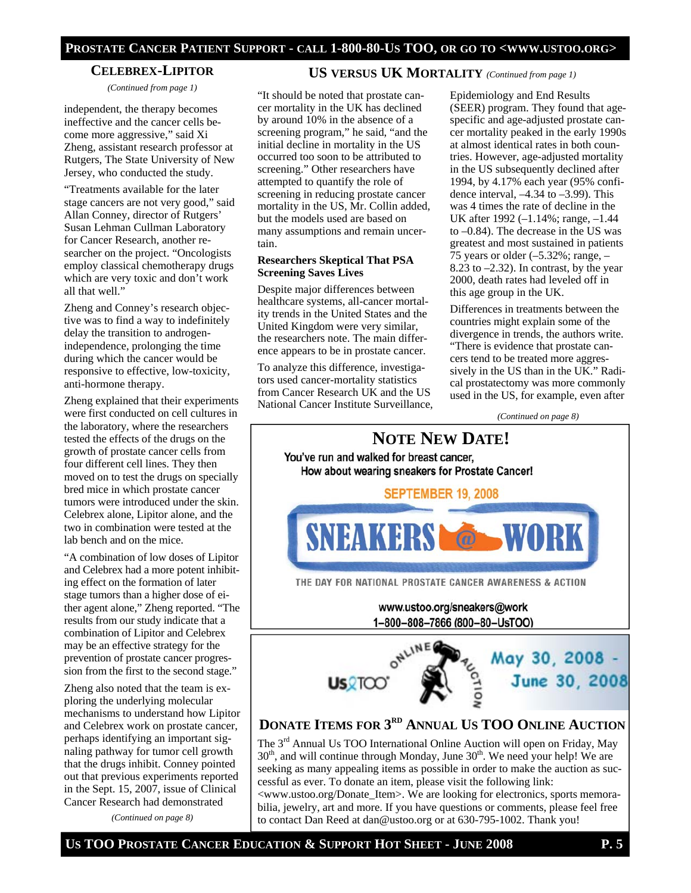## Celebrex-Lipitor

*(Continued from page 1)*

independent, the therapy becomes ineffective and the cancer cells become more aggressive," said Xi Zheng, assistant research professor at Rutgers, The State University of New Jersey, who conducted the study.

"Treatments available for the later stage cancers are not very good," said Allan Conney, director of Rutgers' Susan Lehman Cullman Laboratory for Cancer Research, another researcher on the project. "Oncologists employ classical chemotherapy drugs which are very toxic and don't work all that well."

Zheng and Conney's research objective was to find a way to indefinitely delay the transition to androgen-independence, prolonging the time during which the cancer would be responsive to effective, low-toxicity, anti-hormone therapy.

Zheng explained that their experiments were first conducted on cell cultures in the laboratory, where the researchers tested the effects of the drugs on the growth of prostate cancer cells from four different cell lines. They then moved on to test the drugs on specially bred mice in which prostate cancer tumors were introduced under the skin. Celebrex alone, Lipitor alone, and the two in combination were tested at the lab bench and on the mice.

"A combination of low doses of Lipitor and Celebrex had a more potent inhibiting effect on the formation of later stage tumors than a higher dose of either agent alone," Zheng reported. "The results from our study indicate that a combination of Lipitor and Celebrex may be an effective strategy for the prevention of prostate cancer progression from the first to the second stage."

Zheng also noted that the team is exploring the underlying molecular mechanisms to understand how Lipitor and Celebrex work on prostate cancer, perhaps identifying an important signaling pathway for tumor cell growth that the drugs inhibit. Conney pointed out that previous experiments reported in the Sept. 15, 2007, issue of Clinical Cancer Research had demonstrated

*(Continued on page 8)*

## US versus UK Mortality *(Continued from page 1)*

"It should be noted that prostate cancer mortality in the UK has declined by around 10% in the absence of a screening program," he said, "and the initial decline in mortality in the US occurred too soon to be attributed to screening." Other researchers have attempted to quantify the role of screening in reducing prostate cancer mortality in the US, Mr. Collin added, but the models used are based on many assumptions and remain uncertain.

**Researchers Skeptical That PSA Screening Saves Lives**

Despite major differences between healthcare systems, all-cancer mortality trends in the United States and the United Kingdom were very similar, the researchers note. The main difference appears to be in prostate cancer.

To analyze this difference, investigators used cancer-mortality statistics from Cancer Research UK and the US National Cancer Institute Surveillance, Epidemiology and End Results (SEER) program. They found that age-specific and age-adjusted prostate cancer mortality peaked in the early 1990s at almost identical rates in both countries. However, age-adjusted mortality in the US subsequently declined after 1994, by 4.17% each year (95% confidence interval, –4.34 to –3.99). This was 4 times the rate of decline in the UK after 1992 (–1.14%; range, –1.44 to –0.84). The decrease in the US was greatest and most sustained in patients 75 years or older (–5.32%; range, –8.23 to –2.32). In contrast, by the year 2000, death rates had leveled off in this age group in the UK.

Differences in treatments between the countries might explain some of the divergence in trends, the authors write. "There is evidence that prostate cancers tend to be treated more aggressively in the US than in the UK." Radical prostatectomy was more commonly used in the US, for example, even after

*(Continued on page 8)*

## Note New Date!

You've run and walked for breast cancer,
How about wearing sneakers for Prostate Cancer!

SEPTEMBER 19, 2008

**SNEAKERS @ WORK**

THE DAY FOR NATIONAL PROSTATE CANCER AWARENESS & ACTION

www.ustoo.org/sneakers@work
1–800–808–7866 (800–80–UsTOO)

Us TOO — Online Auction — May 30, 2008 - June 30, 2008

## Donate Items for 3rd Annual Us TOO Online Auction

The 3rd Annual Us TOO International Online Auction will open on Friday, May 30th, and will continue through Monday, June 30th. We need your help! We are seeking as many appealing items as possible in order to make the auction as successful as ever. To donate an item, please visit the following link: <www.ustoo.org/Donate_Item>. We are looking for electronics, sports memorabilia, jewelry, art and more. If you have questions or comments, please feel free to contact Dan Reed at dan@ustoo.org or at 630-795-1002. Thank you!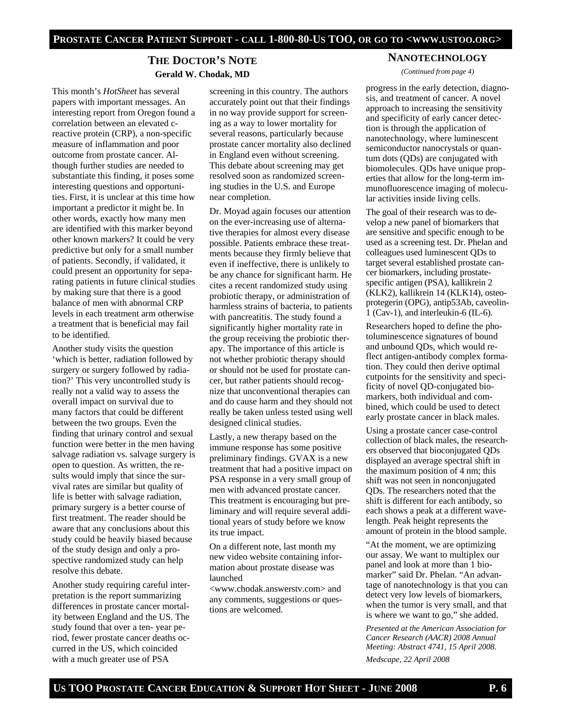## THE DOCTOR'S NOTE

**Gerald W. Chodak, MD**

This month's *HotSheet* has several papers with important messages. An interesting report from Oregon found a correlation between an elevated c-reactive protein (CRP), a non-specific measure of inflammation and poor outcome from prostate cancer. Although further studies are needed to substantiate this finding, it poses some interesting questions and opportunities. First, it is unclear at this time how important a predictor it might be. In other words, exactly how many men are identified with this marker beyond other known markers? It could be very predictive but only for a small number of patients. Secondly, if validated, it could present an opportunity for separating patients in future clinical studies by making sure that there is a good balance of men with abnormal CRP levels in each treatment arm otherwise a treatment that is beneficial may fail to be identified.

Another study visits the question 'which is better, radiation followed by surgery or surgery followed by radiation?' This very uncontrolled study is really not a valid way to assess the overall impact on survival due to many factors that could be different between the two groups. Even the finding that urinary control and sexual function were better in the men having salvage radiation vs. salvage surgery is open to question. As written, the results would imply that since the survival rates are similar but quality of life is better with salvage radiation, primary surgery is a better course of first treatment. The reader should be aware that any conclusions about this study could be heavily biased because of the study design and only a prospective randomized study can help resolve this debate.

Another study requiring careful interpretation is the report summarizing differences in prostate cancer mortality between England and the US. The study found that over a ten- year period, fewer prostate cancer deaths occurred in the US, which coincided with a much greater use of PSA screening in this country. The authors accurately point out that their findings in no way provide support for screening as a way to lower mortality for several reasons, particularly because prostate cancer mortality also declined in England even without screening. This debate about screening may get resolved soon as randomized screening studies in the U.S. and Europe near completion.

Dr. Moyad again focuses our attention on the ever-increasing use of alternative therapies for almost every disease possible. Patients embrace these treatments because they firmly believe that even if ineffective, there is unlikely to be any chance for significant harm. He cites a recent randomized study using probiotic therapy, or administration of harmless strains of bacteria, to patients with pancreatitis. The study found a significantly higher mortality rate in the group receiving the probiotic therapy. The importance of this article is not whether probiotic therapy should or should not be used for prostate cancer, but rather patients should recognize that unconventional therapies can and do cause harm and they should not really be taken unless tested using well designed clinical studies.

Lastly, a new therapy based on the immune response has some positive preliminary findings. GVAX is a new treatment that had a positive impact on PSA response in a very small group of men with advanced prostate cancer. This treatment is encouraging but preliminary and will require several additional years of study before we know its true impact.

On a different note, last month my new video website containing information about prostate disease was launched <www.chodak.answerstv.com> and any comments, suggestions or questions are welcomed.

## NANOTECHNOLOGY

*(Continued from page 4)*

progress in the early detection, diagnosis, and treatment of cancer. A novel approach to increasing the sensitivity and specificity of early cancer detection is through the application of nanotechnology, where luminescent semiconductor nanocrystals or quantum dots (QDs) are conjugated with biomolecules. QDs have unique properties that allow for the long-term immunofluorescence imaging of molecular activities inside living cells.

The goal of their research was to develop a new panel of biomarkers that are sensitive and specific enough to be used as a screening test. Dr. Phelan and colleagues used luminescent QDs to target several established prostate cancer biomarkers, including prostate-specific antigen (PSA), kallikrein 2 (KLK2), kallikrein 14 (KLK14), osteoprotegerin (OPG), antip53Ab, caveolin-1 (Cav-1), and interleukin-6 (IL-6).

Researchers hoped to define the photoluminescence signatures of bound and unbound QDs, which would reflect antigen-antibody complex formation. They could then derive optimal cutpoints for the sensitivity and specificity of novel QD-conjugated biomarkers, both individual and combined, which could be used to detect early prostate cancer in black males.

Using a prostate cancer case-control collection of black males, the researchers observed that bioconjugated QDs displayed an average spectral shift in the maximum position of 4 nm; this shift was not seen in nonconjugated QDs. The researchers noted that the shift is different for each antibody, so each shows a peak at a different wavelength. Peak height represents the amount of protein in the blood sample.

"At the moment, we are optimizing our assay. We want to multiplex our panel and look at more than 1 biomarker" said Dr. Phelan. "An advantage of nanotechnology is that you can detect very low levels of biomarkers, when the tumor is very small, and that is where we want to go," she added.

*Presented at the American Association for Cancer Research (AACR) 2008 Annual Meeting: Abstract 4741, 15 April 2008.*

*Medscape, 22 April 2008*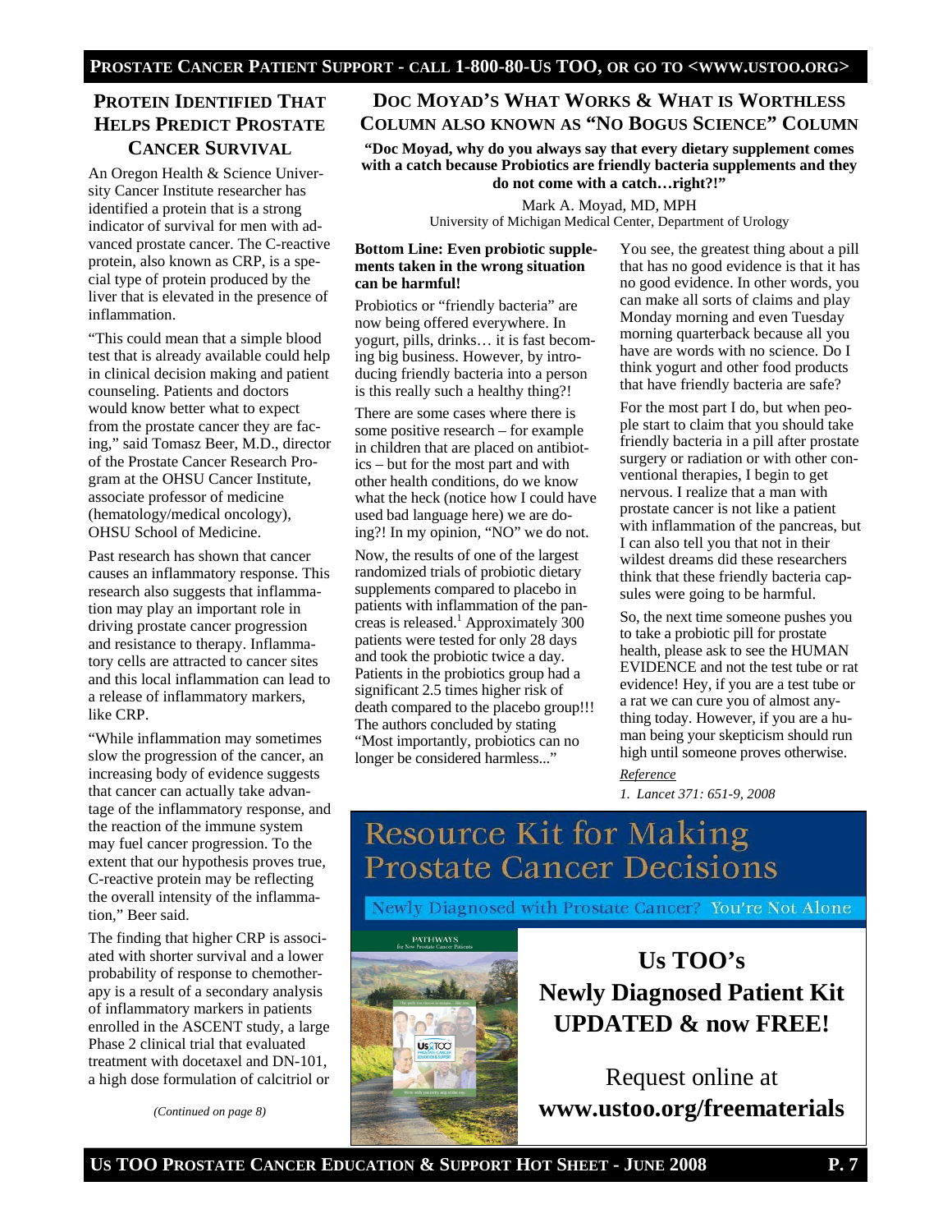## Protein Identified That Helps Predict Prostate Cancer Survival

An Oregon Health & Science University Cancer Institute researcher has identified a protein that is a strong indicator of survival for men with advanced prostate cancer. The C-reactive protein, also known as CRP, is a special type of protein produced by the liver that is elevated in the presence of inflammation.

"This could mean that a simple blood test that is already available could help in clinical decision making and patient counseling. Patients and doctors would know better what to expect from the prostate cancer they are facing," said Tomasz Beer, M.D., director of the Prostate Cancer Research Program at the OHSU Cancer Institute, associate professor of medicine (hematology/medical oncology), OHSU School of Medicine.

Past research has shown that cancer causes an inflammatory response. This research also suggests that inflammation may play an important role in driving prostate cancer progression and resistance to therapy. Inflammatory cells are attracted to cancer sites and this local inflammation can lead to a release of inflammatory markers, like CRP.

"While inflammation may sometimes slow the progression of the cancer, an increasing body of evidence suggests that cancer can actually take advantage of the inflammatory response, and the reaction of the immune system may fuel cancer progression. To the extent that our hypothesis proves true, C-reactive protein may be reflecting the overall intensity of the inflammation," Beer said.

The finding that higher CRP is associated with shorter survival and a lower probability of response to chemotherapy is a result of a secondary analysis of inflammatory markers in patients enrolled in the ASCENT study, a large Phase 2 clinical trial that evaluated treatment with docetaxel and DN-101, a high dose formulation of calcitriol or

*(Continued on page 8)*

## Doc Moyad's What Works & What is Worthless Column also known as "No Bogus Science" Column

**"Doc Moyad, why do you always say that every dietary supplement comes with a catch because Probiotics are friendly bacteria supplements and they do not come with a catch…right?!"**

Mark A. Moyad, MD, MPH
University of Michigan Medical Center, Department of Urology

**Bottom Line: Even probiotic supplements taken in the wrong situation can be harmful!**

Probiotics or "friendly bacteria" are now being offered everywhere. In yogurt, pills, drinks… it is fast becoming big business. However, by introducing friendly bacteria into a person is this really such a healthy thing?!

There are some cases where there is some positive research – for example in children that are placed on antibiotics – but for the most part and with other health conditions, do we know what the heck (notice how I could have used bad language here) we are doing?! In my opinion, "NO" we do not.

Now, the results of one of the largest randomized trials of probiotic dietary supplements compared to placebo in patients with inflammation of the pancreas is released.[1] Approximately 300 patients were tested for only 28 days and took the probiotic twice a day. Patients in the probiotics group had a significant 2.5 times higher risk of death compared to the placebo group!!! The authors concluded by stating "Most importantly, probiotics can no longer be considered harmless..."

You see, the greatest thing about a pill that has no good evidence is that it has no good evidence. In other words, you can make all sorts of claims and play Monday morning and even Tuesday morning quarterback because all you have are words with no science. Do I think yogurt and other food products that have friendly bacteria are safe?

For the most part I do, but when people start to claim that you should take friendly bacteria in a pill after prostate surgery or radiation or with other conventional therapies, I begin to get nervous. I realize that a man with prostate cancer is not like a patient with inflammation of the pancreas, but I can also tell you that not in their wildest dreams did these researchers think that these friendly bacteria capsules were going to be harmful.

So, the next time someone pushes you to take a probiotic pill for prostate health, please ask to see the HUMAN EVIDENCE and not the test tube or rat evidence! Hey, if you are a test tube or a rat we can cure you of almost anything today. However, if you are a human being your skepticism should run high until someone proves otherwise.

*Reference*

*1. Lancet 371: 651-9, 2008*

## Resource Kit for Making Prostate Cancer Decisions

Newly Diagnosed with Prostate Cancer? You're Not Alone

**Us TOO's Newly Diagnosed Patient Kit UPDATED & now FREE!**

Request online at **www.ustoo.org/freematerials**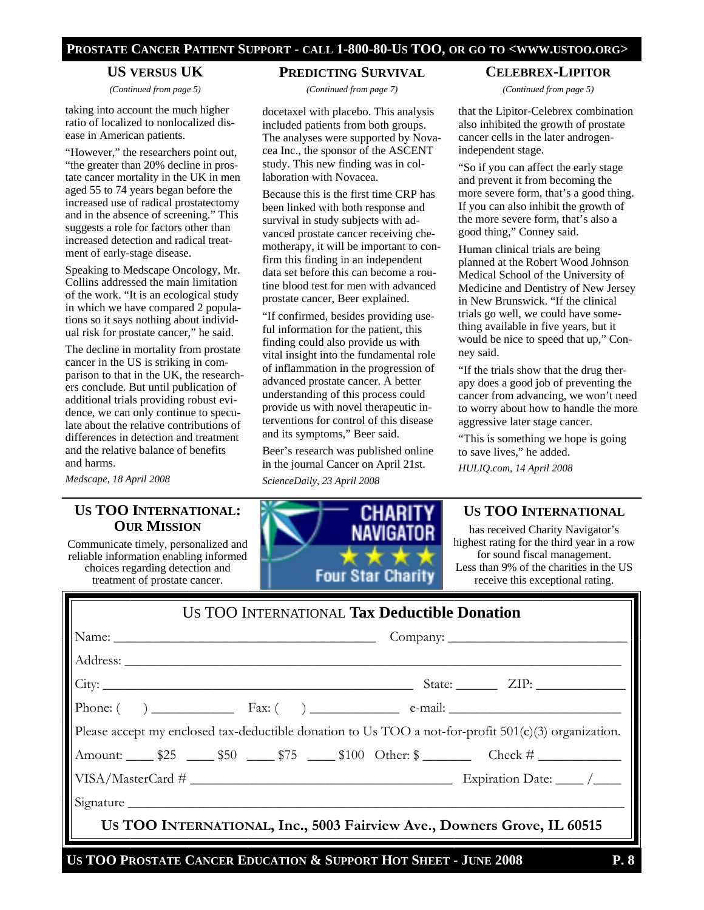## US VERSUS UK

*(Continued from page 5)*

taking into account the much higher ratio of localized to nonlocalized disease in American patients.

"However," the researchers point out, "the greater than 20% decline in prostate cancer mortality in the UK in men aged 55 to 74 years began before the increased use of radical prostatectomy and in the absence of screening." This suggests a role for factors other than increased detection and radical treatment of early-stage disease.

Speaking to Medscape Oncology, Mr. Collins addressed the main limitation of the work. "It is an ecological study in which we have compared 2 populations so it says nothing about individual risk for prostate cancer," he said.

The decline in mortality from prostate cancer in the US is striking in comparison to that in the UK, the researchers conclude. But until publication of additional trials providing robust evidence, we can only continue to speculate about the relative contributions of differences in detection and treatment and the relative balance of benefits and harms.

*Medscape, 18 April 2008*

## PREDICTING SURVIVAL

*(Continued from page 7)*

docetaxel with placebo. This analysis included patients from both groups. The analyses were supported by Novacea Inc., the sponsor of the ASCENT study. This new finding was in collaboration with Novacea.

Because this is the first time CRP has been linked with both response and survival in study subjects with advanced prostate cancer receiving chemotherapy, it will be important to confirm this finding in an independent data set before this can become a routine blood test for men with advanced prostate cancer, Beer explained.

"If confirmed, besides providing useful information for the patient, this finding could also provide us with vital insight into the fundamental role of inflammation in the progression of advanced prostate cancer. A better understanding of this process could provide us with novel therapeutic interventions for control of this disease and its symptoms," Beer said.

Beer's research was published online in the journal Cancer on April 21st.

*ScienceDaily, 23 April 2008*

## CELEBREX-LIPITOR

*(Continued from page 5)*

that the Lipitor-Celebrex combination also inhibited the growth of prostate cancer cells in the later androgen-independent stage.

"So if you can affect the early stage and prevent it from becoming the more severe form, that's a good thing. If you can also inhibit the growth of the more severe form, that's also a good thing," Conney said.

Human clinical trials are being planned at the Robert Wood Johnson Medical School of the University of Medicine and Dentistry of New Jersey in New Brunswick. "If the clinical trials go well, we could have something available in five years, but it would be nice to speed that up," Conney said.

"If the trials show that the drug therapy does a good job of preventing the cancer from advancing, we won't need to worry about how to handle the more aggressive later stage cancer.

"This is something we hope is going to save lives," he added.

*HULIQ.com, 14 April 2008*

## US TOO INTERNATIONAL: OUR MISSION

Communicate timely, personalized and reliable information enabling informed choices regarding detection and treatment of prostate cancer.

CHARITY NAVIGATOR ★★★★ Four Star Charity

## US TOO INTERNATIONAL

has received Charity Navigator's highest rating for the third year in a row for sound fiscal management. Less than 9% of the charities in the US receive this exceptional rating.

## US TOO INTERNATIONAL **Tax Deductible Donation**

Name: ________________________________ Company: ________________________

Address: ____________________________________________________________

City: ______________________________________ State: ______ ZIP: ____________

Phone: (     ) ____________ Fax: (     ) ____________ e-mail: ______________________

Please accept my enclosed tax-deductible donation to Us TOO a not-for-profit 501(c)(3) organization.

Amount: ____ $25 ____ $50 ____ $75 ____ $100 Other: $ _______ Check # ____________

VISA/MasterCard # ____________________________________ Expiration Date: ____ /____

Signature ____________________________________________________________

**US TOO INTERNATIONAL, Inc., 5003 Fairview Ave., Downers Grove, IL 60515**